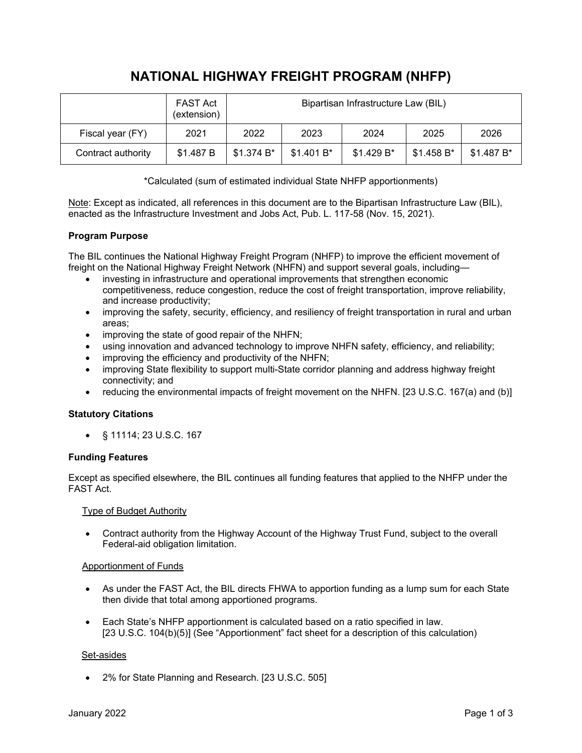# NATIONAL HIGHWAY FREIGHT PROGRAM (NHFP)

| | FAST Act (extension) | Bipartisan Infrastructure Law (BIL) | | | | |
|---|---|---|---|---|---|---|
| Fiscal year (FY) | 2021 | 2022 | 2023 | 2024 | 2025 | 2026 |
| Contract authority | $1.487 B | $1.374 B* | $1.401 B* | $1.429 B* | $1.458 B* | $1.487 B* |

*Calculated (sum of estimated individual State NHFP apportionments)

Note: Except as indicated, all references in this document are to the Bipartisan Infrastructure Law (BIL), enacted as the Infrastructure Investment and Jobs Act, Pub. L. 117-58 (Nov. 15, 2021).

**Program Purpose**

The BIL continues the National Highway Freight Program (NHFP) to improve the efficient movement of freight on the National Highway Freight Network (NHFN) and support several goals, including—

- investing in infrastructure and operational improvements that strengthen economic competitiveness, reduce congestion, reduce the cost of freight transportation, improve reliability, and increase productivity;
- improving the safety, security, efficiency, and resiliency of freight transportation in rural and urban areas;
- improving the state of good repair of the NHFN;
- using innovation and advanced technology to improve NHFN safety, efficiency, and reliability;
- improving the efficiency and productivity of the NHFN;
- improving State flexibility to support multi-State corridor planning and address highway freight connectivity; and
- reducing the environmental impacts of freight movement on the NHFN. [23 U.S.C. 167(a) and (b)]

**Statutory Citations**

- § 11114; 23 U.S.C. 167

**Funding Features**

Except as specified elsewhere, the BIL continues all funding features that applied to the NHFP under the FAST Act.

Type of Budget Authority

- Contract authority from the Highway Account of the Highway Trust Fund, subject to the overall Federal-aid obligation limitation.

Apportionment of Funds

- As under the FAST Act, the BIL directs FHWA to apportion funding as a lump sum for each State then divide that total among apportioned programs.
- Each State's NHFP apportionment is calculated based on a ratio specified in law. [23 U.S.C. 104(b)(5)] (See "Apportionment" fact sheet for a description of this calculation)

Set-asides

- 2% for State Planning and Research. [23 U.S.C. 505]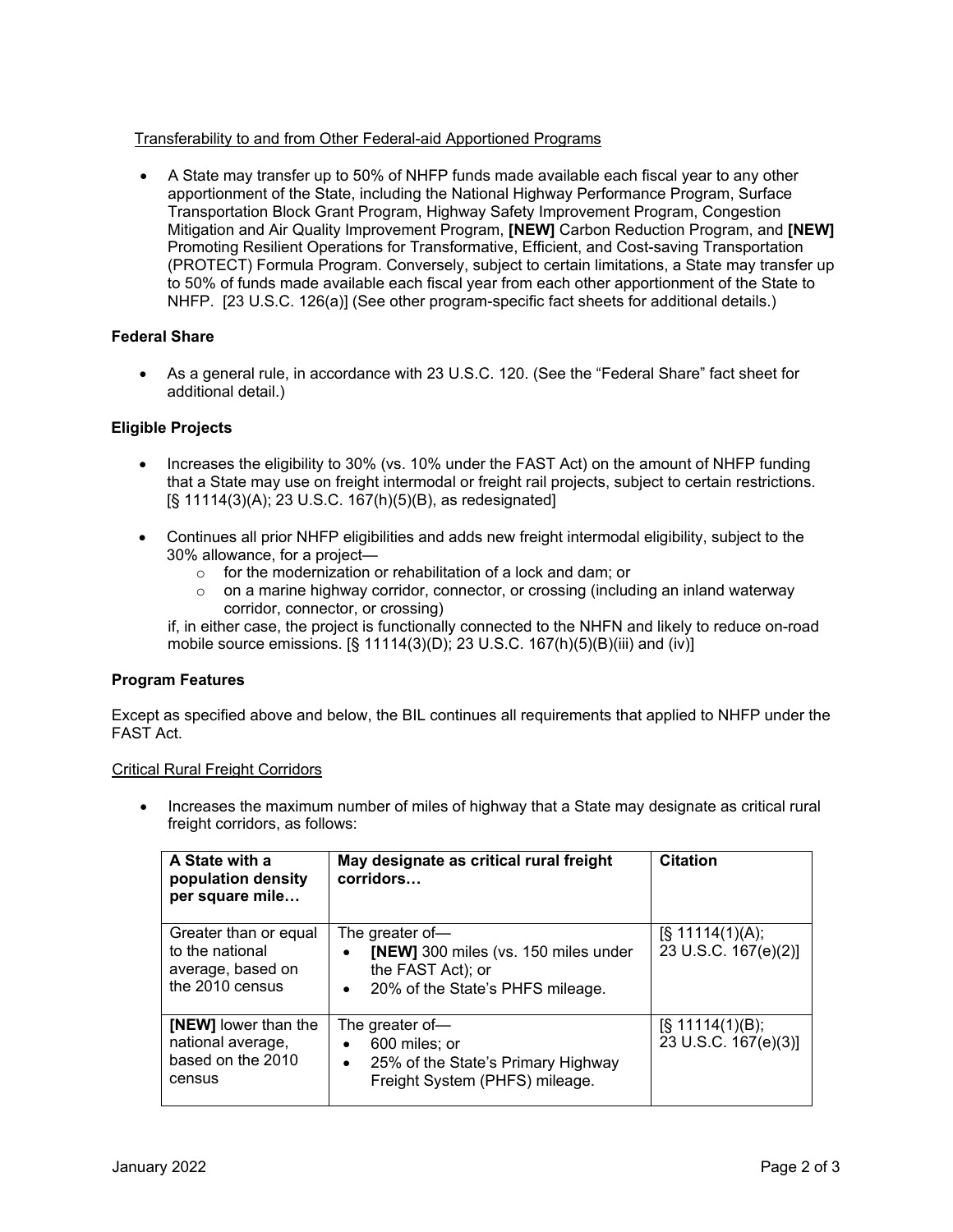Transferability to and from Other Federal-aid Apportioned Programs

- A State may transfer up to 50% of NHFP funds made available each fiscal year to any other apportionment of the State, including the National Highway Performance Program, Surface Transportation Block Grant Program, Highway Safety Improvement Program, Congestion Mitigation and Air Quality Improvement Program, **[NEW]** Carbon Reduction Program, and **[NEW]** Promoting Resilient Operations for Transformative, Efficient, and Cost-saving Transportation (PROTECT) Formula Program. Conversely, subject to certain limitations, a State may transfer up to 50% of funds made available each fiscal year from each other apportionment of the State to NHFP. [23 U.S.C. 126(a)] (See other program-specific fact sheets for additional details.)

**Federal Share**

- As a general rule, in accordance with 23 U.S.C. 120. (See the "Federal Share" fact sheet for additional detail.)

**Eligible Projects**

- Increases the eligibility to 30% (vs. 10% under the FAST Act) on the amount of NHFP funding that a State may use on freight intermodal or freight rail projects, subject to certain restrictions. [§ 11114(3)(A); 23 U.S.C. 167(h)(5)(B), as redesignated]

- Continues all prior NHFP eligibilities and adds new freight intermodal eligibility, subject to the 30% allowance, for a project—
  - for the modernization or rehabilitation of a lock and dam; or
  - on a marine highway corridor, connector, or crossing (including an inland waterway corridor, connector, or crossing)

  if, in either case, the project is functionally connected to the NHFN and likely to reduce on-road mobile source emissions. [§ 11114(3)(D); 23 U.S.C. 167(h)(5)(B)(iii) and (iv)]

**Program Features**

Except as specified above and below, the BIL continues all requirements that applied to NHFP under the FAST Act.

Critical Rural Freight Corridors

- Increases the maximum number of miles of highway that a State may designate as critical rural freight corridors, as follows:

| A State with a population density per square mile… | May designate as critical rural freight corridors… | Citation |
|---|---|---|
| Greater than or equal to the national average, based on the 2010 census | The greater of— <br>• **[NEW]** 300 miles (vs. 150 miles under the FAST Act); or <br>• 20% of the State's PHFS mileage. | [§ 11114(1)(A); 23 U.S.C. 167(e)(2)] |
| **[NEW]** lower than the national average, based on the 2010 census | The greater of— <br>• 600 miles; or <br>• 25% of the State's Primary Highway Freight System (PHFS) mileage. | [§ 11114(1)(B); 23 U.S.C. 167(e)(3)] |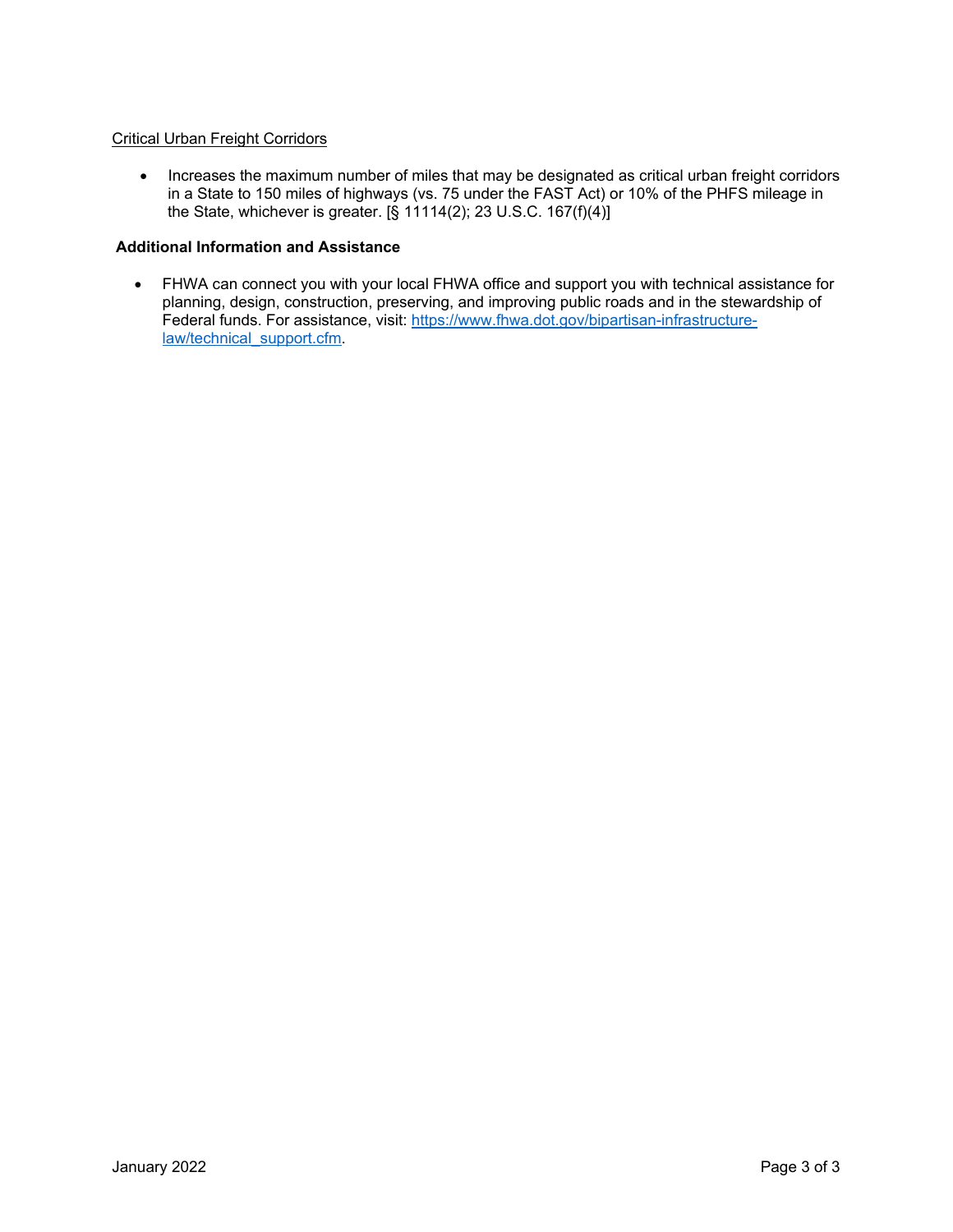Critical Urban Freight Corridors

- Increases the maximum number of miles that may be designated as critical urban freight corridors in a State to 150 miles of highways (vs. 75 under the FAST Act) or 10% of the PHFS mileage in the State, whichever is greater. [§ 11114(2); 23 U.S.C. 167(f)(4)]

**Additional Information and Assistance**

- FHWA can connect you with your local FHWA office and support you with technical assistance for planning, design, construction, preserving, and improving public roads and in the stewardship of Federal funds. For assistance, visit: [https://www.fhwa.dot.gov/bipartisan-infrastructure-law/technical_support.cfm](https://www.fhwa.dot.gov/bipartisan-infrastructure-law/technical_support.cfm).

January 2022